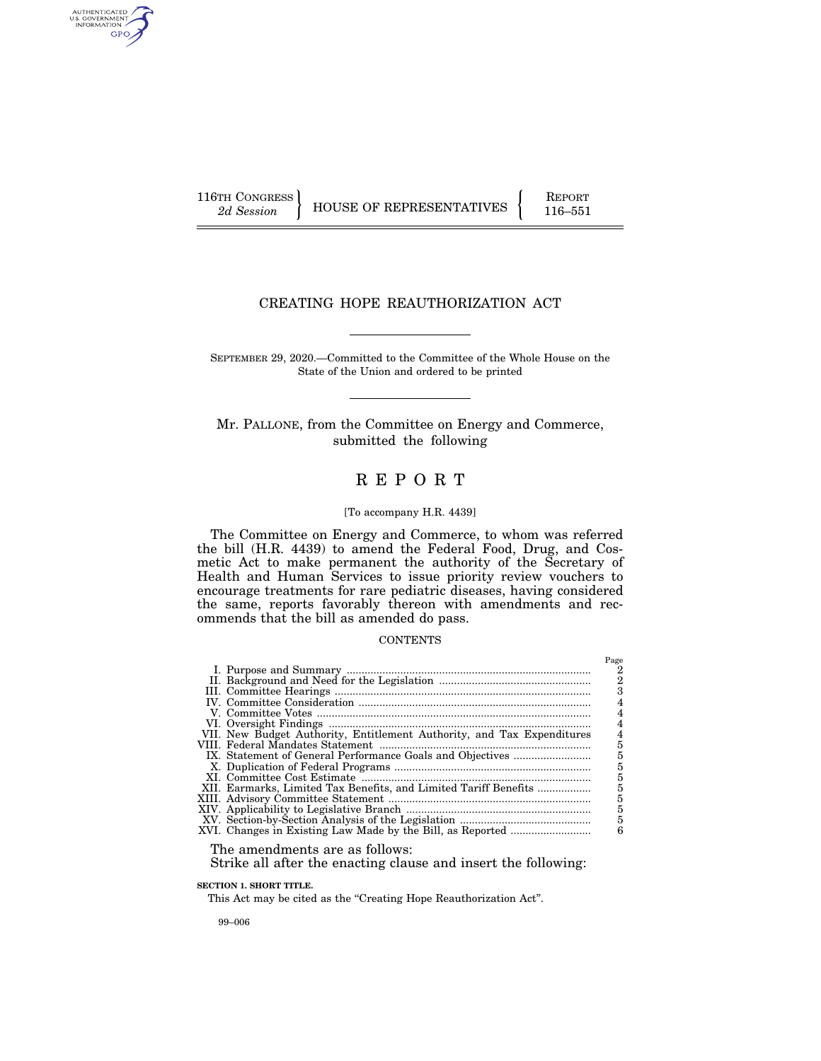116TH CONGRESS
*2d Session*

HOUSE OF REPRESENTATIVES

REPORT
116–551

# CREATING HOPE REAUTHORIZATION ACT

SEPTEMBER 29, 2020.—Committed to the Committee of the Whole House on the State of the Union and ordered to be printed

Mr. PALLONE, from the Committee on Energy and Commerce, submitted the following

## R E P O R T

[To accompany H.R. 4439]

The Committee on Energy and Commerce, to whom was referred the bill (H.R. 4439) to amend the Federal Food, Drug, and Cosmetic Act to make permanent the authority of the Secretary of Health and Human Services to issue priority review vouchers to encourage treatments for rare pediatric diseases, having considered the same, reports favorably thereon with amendments and recommends that the bill as amended do pass.

CONTENTS

| | Page |
|---|---|
| I. Purpose and Summary | 2 |
| II. Background and Need for the Legislation | 2 |
| III. Committee Hearings | 3 |
| IV. Committee Consideration | 4 |
| V. Committee Votes | 4 |
| VI. Oversight Findings | 4 |
| VII. New Budget Authority, Entitlement Authority, and Tax Expenditures | 4 |
| VIII. Federal Mandates Statement | 5 |
| IX. Statement of General Performance Goals and Objectives | 5 |
| X. Duplication of Federal Programs | 5 |
| XI. Committee Cost Estimate | 5 |
| XII. Earmarks, Limited Tax Benefits, and Limited Tariff Benefits | 5 |
| XIII. Advisory Committee Statement | 5 |
| XIV. Applicability to Legislative Branch | 5 |
| XV. Section-by-Section Analysis of the Legislation | 5 |
| XVI. Changes in Existing Law Made by the Bill, as Reported | 6 |

The amendments are as follows:

Strike all after the enacting clause and insert the following:

**SECTION 1. SHORT TITLE.**

This Act may be cited as the "Creating Hope Reauthorization Act".

99–006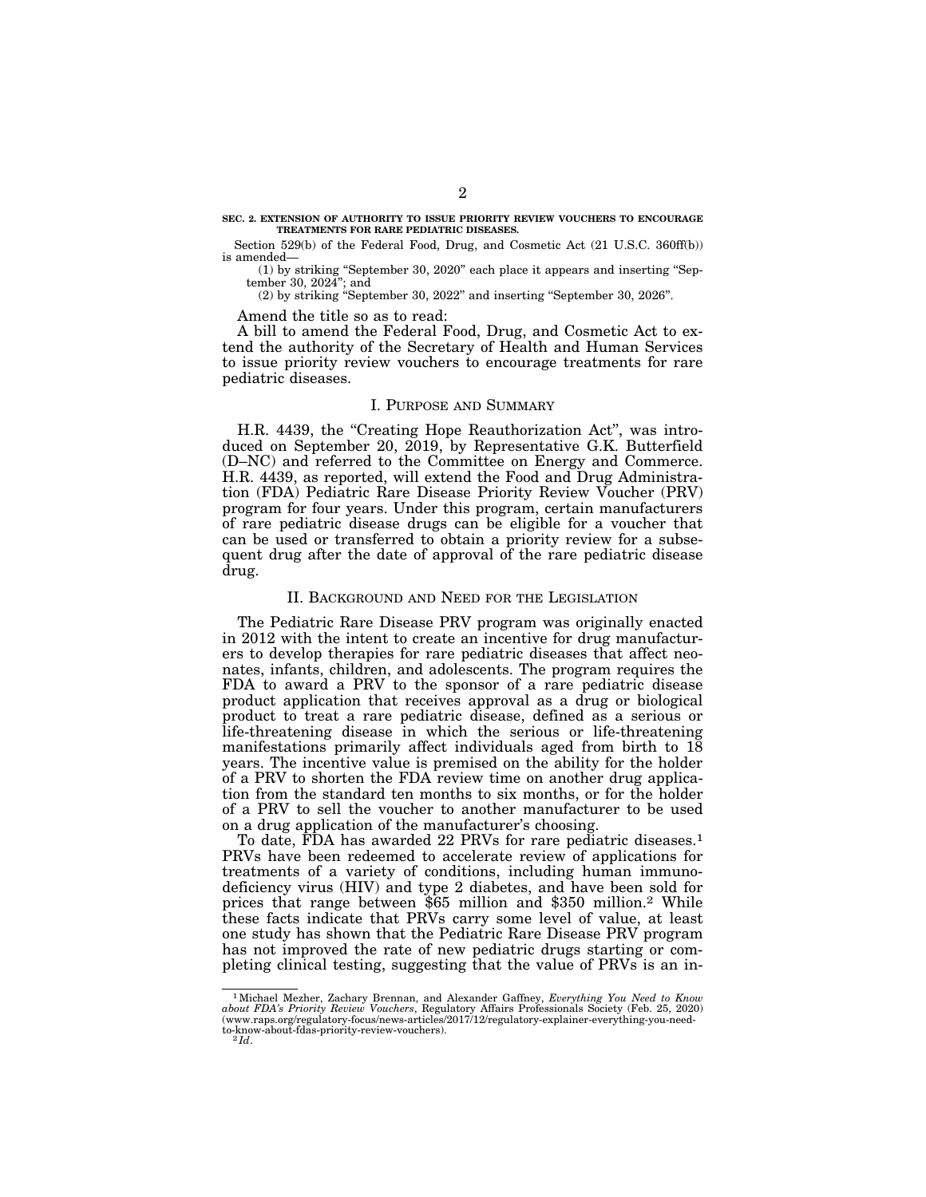**SEC. 2. EXTENSION OF AUTHORITY TO ISSUE PRIORITY REVIEW VOUCHERS TO ENCOURAGE TREATMENTS FOR RARE PEDIATRIC DISEASES.**

Section 529(b) of the Federal Food, Drug, and Cosmetic Act (21 U.S.C. 360ff(b)) is amended—

(1) by striking "September 30, 2020" each place it appears and inserting "September 30, 2024"; and

(2) by striking "September 30, 2022" and inserting "September 30, 2026".

Amend the title so as to read:

A bill to amend the Federal Food, Drug, and Cosmetic Act to extend the authority of the Secretary of Health and Human Services to issue priority review vouchers to encourage treatments for rare pediatric diseases.

## I. Purpose and Summary

H.R. 4439, the "Creating Hope Reauthorization Act", was introduced on September 20, 2019, by Representative G.K. Butterfield (D–NC) and referred to the Committee on Energy and Commerce. H.R. 4439, as reported, will extend the Food and Drug Administration (FDA) Pediatric Rare Disease Priority Review Voucher (PRV) program for four years. Under this program, certain manufacturers of rare pediatric disease drugs can be eligible for a voucher that can be used or transferred to obtain a priority review for a subsequent drug after the date of approval of the rare pediatric disease drug.

## II. Background and Need for the Legislation

The Pediatric Rare Disease PRV program was originally enacted in 2012 with the intent to create an incentive for drug manufacturers to develop therapies for rare pediatric diseases that affect neonates, infants, children, and adolescents. The program requires the FDA to award a PRV to the sponsor of a rare pediatric disease product application that receives approval as a drug or biological product to treat a rare pediatric disease, defined as a serious or life-threatening disease in which the serious or life-threatening manifestations primarily affect individuals aged from birth to 18 years. The incentive value is premised on the ability for the holder of a PRV to shorten the FDA review time on another drug application from the standard ten months to six months, or for the holder of a PRV to sell the voucher to another manufacturer to be used on a drug application of the manufacturer's choosing.

To date, FDA has awarded 22 PRVs for rare pediatric diseases.[1] PRVs have been redeemed to accelerate review of applications for treatments of a variety of conditions, including human immunodeficiency virus (HIV) and type 2 diabetes, and have been sold for prices that range between $65 million and $350 million.[2] While these facts indicate that PRVs carry some level of value, at least one study has shown that the Pediatric Rare Disease PRV program has not improved the rate of new pediatric drugs starting or completing clinical testing, suggesting that the value of PRVs is an in-

---

[1] Michael Mezher, Zachary Brennan, and Alexander Gaffney, *Everything You Need to Know about FDA's Priority Review Vouchers*, Regulatory Affairs Professionals Society (Feb. 25, 2020) (www.raps.org/regulatory-focus/news-articles/2017/12/regulatory-explainer-everything-you-need-to-know-about-fdas-priority-review-vouchers).

[2] *Id*.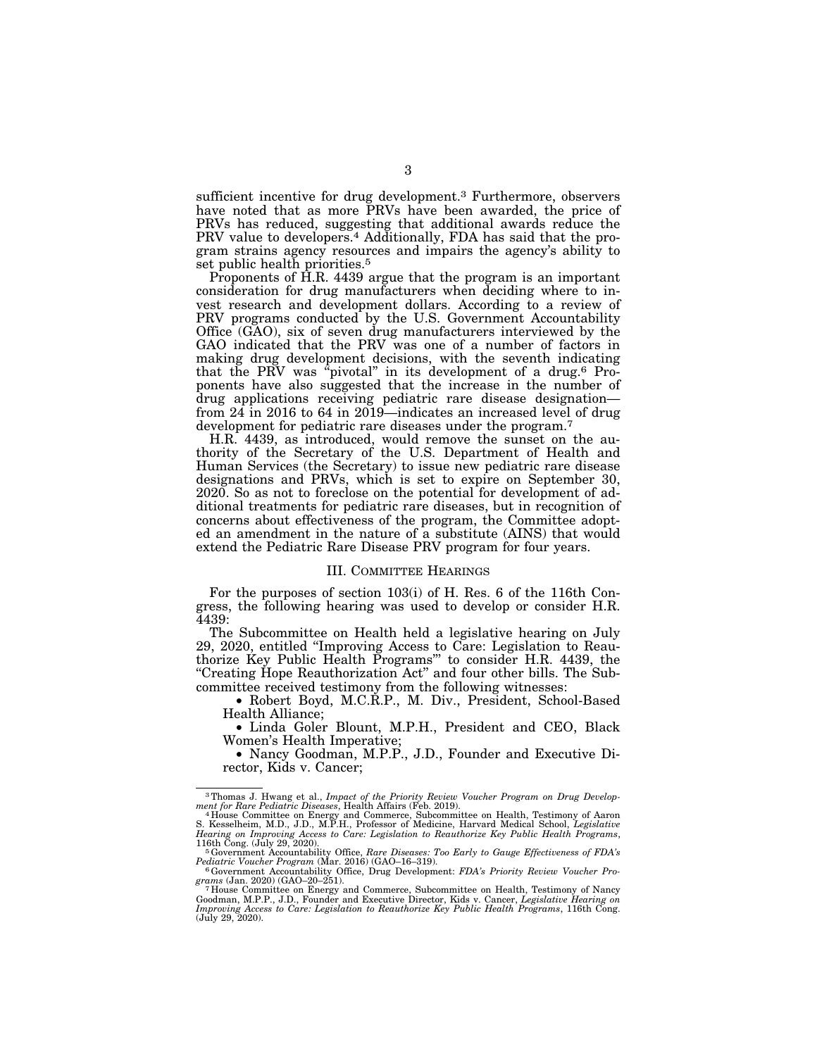sufficient incentive for drug development.[3] Furthermore, observers have noted that as more PRVs have been awarded, the price of PRVs has reduced, suggesting that additional awards reduce the PRV value to developers.[4] Additionally, FDA has said that the program strains agency resources and impairs the agency's ability to set public health priorities.[5]

Proponents of H.R. 4439 argue that the program is an important consideration for drug manufacturers when deciding where to invest research and development dollars. According to a review of PRV programs conducted by the U.S. Government Accountability Office (GAO), six of seven drug manufacturers interviewed by the GAO indicated that the PRV was one of a number of factors in making drug development decisions, with the seventh indicating that the PRV was "pivotal" in its development of a drug.[6] Proponents have also suggested that the increase in the number of drug applications receiving pediatric rare disease designation—from 24 in 2016 to 64 in 2019—indicates an increased level of drug development for pediatric rare diseases under the program.[7]

H.R. 4439, as introduced, would remove the sunset on the authority of the Secretary of the U.S. Department of Health and Human Services (the Secretary) to issue new pediatric rare disease designations and PRVs, which is set to expire on September 30, 2020. So as not to foreclose on the potential for development of additional treatments for pediatric rare diseases, but in recognition of concerns about effectiveness of the program, the Committee adopted an amendment in the nature of a substitute (AINS) that would extend the Pediatric Rare Disease PRV program for four years.

## III. Committee Hearings

For the purposes of section 103(i) of H. Res. 6 of the 116th Congress, the following hearing was used to develop or consider H.R. 4439:

The Subcommittee on Health held a legislative hearing on July 29, 2020, entitled "Improving Access to Care: Legislation to Reauthorize Key Public Health Programs"' to consider H.R. 4439, the "Creating Hope Reauthorization Act" and four other bills. The Subcommittee received testimony from the following witnesses:

- Robert Boyd, M.C.R.P., M. Div., President, School-Based Health Alliance;
- Linda Goler Blount, M.P.H., President and CEO, Black Women's Health Imperative;
- Nancy Goodman, M.P.P., J.D., Founder and Executive Director, Kids v. Cancer;

---

[3] Thomas J. Hwang et al., *Impact of the Priority Review Voucher Program on Drug Development for Rare Pediatric Diseases*, Health Affairs (Feb. 2019).

[4] House Committee on Energy and Commerce, Subcommittee on Health, Testimony of Aaron S. Kesselheim, M.D., J.D., M.P.H., Professor of Medicine, Harvard Medical School, *Legislative Hearing on Improving Access to Care: Legislation to Reauthorize Key Public Health Programs*, 116th Cong. (July 29, 2020).

[5] Government Accountability Office, *Rare Diseases: Too Early to Gauge Effectiveness of FDA's Pediatric Voucher Program* (Mar. 2016) (GAO–16–319).

[6] Government Accountability Office, Drug Development: *FDA's Priority Review Voucher Programs* (Jan. 2020) (GAO–20–251).

[7] House Committee on Energy and Commerce, Subcommittee on Health, Testimony of Nancy Goodman, M.P.P., J.D., Founder and Executive Director, Kids v. Cancer, *Legislative Hearing on Improving Access to Care: Legislation to Reauthorize Key Public Health Programs*, 116th Cong. (July 29, 2020).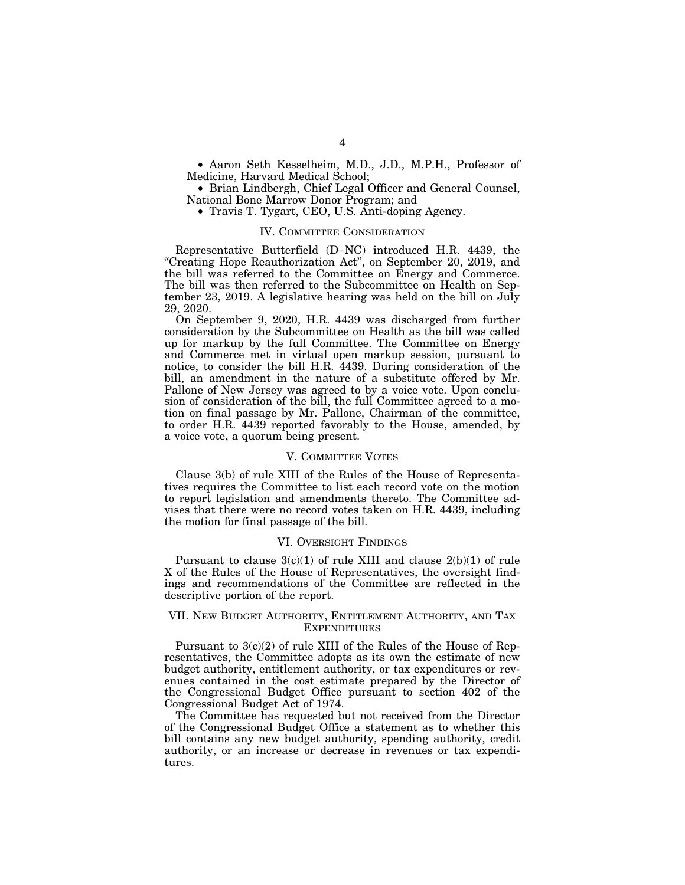- Aaron Seth Kesselheim, M.D., J.D., M.P.H., Professor of Medicine, Harvard Medical School;
- Brian Lindbergh, Chief Legal Officer and General Counsel, National Bone Marrow Donor Program; and
- Travis T. Tygart, CEO, U.S. Anti-doping Agency.

## IV. COMMITTEE CONSIDERATION

Representative Butterfield (D–NC) introduced H.R. 4439, the "Creating Hope Reauthorization Act", on September 20, 2019, and the bill was referred to the Committee on Energy and Commerce. The bill was then referred to the Subcommittee on Health on September 23, 2019. A legislative hearing was held on the bill on July 29, 2020.

On September 9, 2020, H.R. 4439 was discharged from further consideration by the Subcommittee on Health as the bill was called up for markup by the full Committee. The Committee on Energy and Commerce met in virtual open markup session, pursuant to notice, to consider the bill H.R. 4439. During consideration of the bill, an amendment in the nature of a substitute offered by Mr. Pallone of New Jersey was agreed to by a voice vote. Upon conclusion of consideration of the bill, the full Committee agreed to a motion on final passage by Mr. Pallone, Chairman of the committee, to order H.R. 4439 reported favorably to the House, amended, by a voice vote, a quorum being present.

## V. COMMITTEE VOTES

Clause 3(b) of rule XIII of the Rules of the House of Representatives requires the Committee to list each record vote on the motion to report legislation and amendments thereto. The Committee advises that there were no record votes taken on H.R. 4439, including the motion for final passage of the bill.

## VI. OVERSIGHT FINDINGS

Pursuant to clause 3(c)(1) of rule XIII and clause 2(b)(1) of rule X of the Rules of the House of Representatives, the oversight findings and recommendations of the Committee are reflected in the descriptive portion of the report.

## VII. NEW BUDGET AUTHORITY, ENTITLEMENT AUTHORITY, AND TAX EXPENDITURES

Pursuant to 3(c)(2) of rule XIII of the Rules of the House of Representatives, the Committee adopts as its own the estimate of new budget authority, entitlement authority, or tax expenditures or revenues contained in the cost estimate prepared by the Director of the Congressional Budget Office pursuant to section 402 of the Congressional Budget Act of 1974.

The Committee has requested but not received from the Director of the Congressional Budget Office a statement as to whether this bill contains any new budget authority, spending authority, credit authority, or an increase or decrease in revenues or tax expenditures.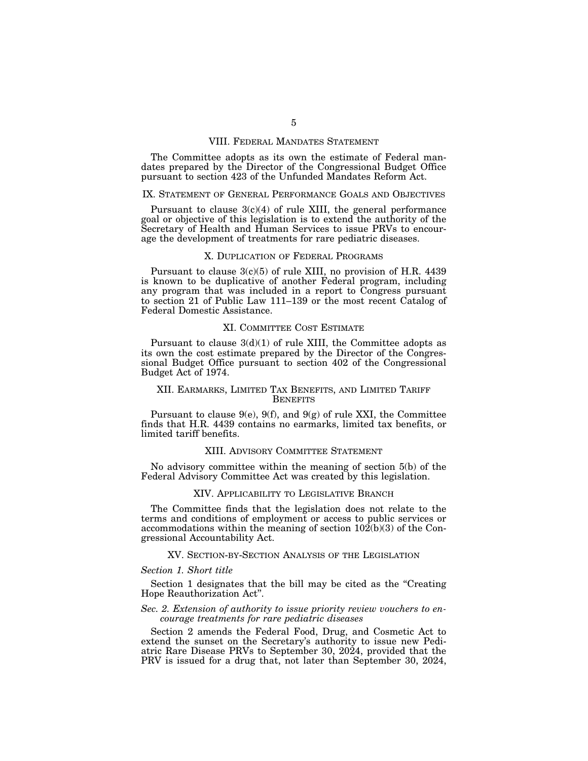## VIII. Federal Mandates Statement

The Committee adopts as its own the estimate of Federal mandates prepared by the Director of the Congressional Budget Office pursuant to section 423 of the Unfunded Mandates Reform Act.

## IX. Statement of General Performance Goals and Objectives

Pursuant to clause 3(c)(4) of rule XIII, the general performance goal or objective of this legislation is to extend the authority of the Secretary of Health and Human Services to issue PRVs to encourage the development of treatments for rare pediatric diseases.

## X. Duplication of Federal Programs

Pursuant to clause 3(c)(5) of rule XIII, no provision of H.R. 4439 is known to be duplicative of another Federal program, including any program that was included in a report to Congress pursuant to section 21 of Public Law 111–139 or the most recent Catalog of Federal Domestic Assistance.

## XI. Committee Cost Estimate

Pursuant to clause 3(d)(1) of rule XIII, the Committee adopts as its own the cost estimate prepared by the Director of the Congressional Budget Office pursuant to section 402 of the Congressional Budget Act of 1974.

## XII. Earmarks, Limited Tax Benefits, and Limited Tariff Benefits

Pursuant to clause 9(e), 9(f), and 9(g) of rule XXI, the Committee finds that H.R. 4439 contains no earmarks, limited tax benefits, or limited tariff benefits.

## XIII. Advisory Committee Statement

No advisory committee within the meaning of section 5(b) of the Federal Advisory Committee Act was created by this legislation.

## XIV. Applicability to Legislative Branch

The Committee finds that the legislation does not relate to the terms and conditions of employment or access to public services or accommodations within the meaning of section 102(b)(3) of the Congressional Accountability Act.

## XV. Section-by-Section Analysis of the Legislation

*Section 1. Short title*

Section 1 designates that the bill may be cited as the "Creating Hope Reauthorization Act".

*Sec. 2. Extension of authority to issue priority review vouchers to encourage treatments for rare pediatric diseases*

Section 2 amends the Federal Food, Drug, and Cosmetic Act to extend the sunset on the Secretary's authority to issue new Pediatric Rare Disease PRVs to September 30, 2024, provided that the PRV is issued for a drug that, not later than September 30, 2024,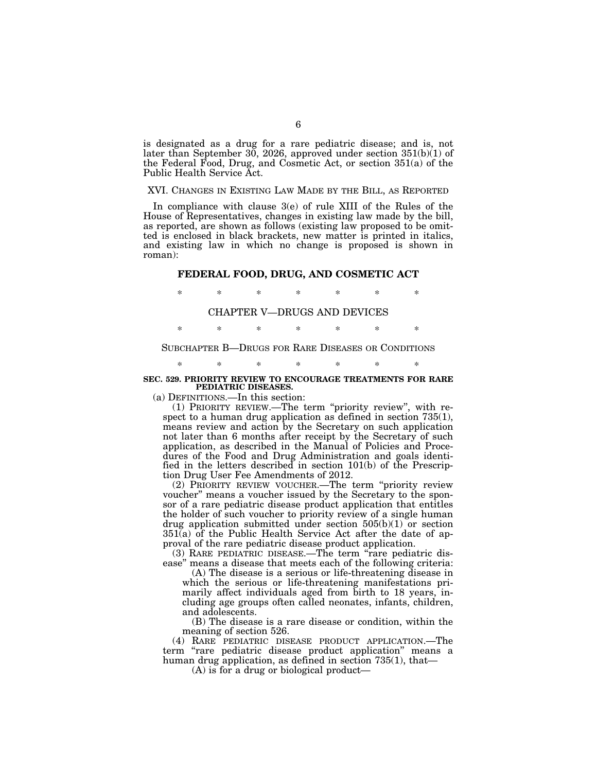is designated as a drug for a rare pediatric disease; and is, not later than September 30, 2026, approved under section 351(b)(1) of the Federal Food, Drug, and Cosmetic Act, or section 351(a) of the Public Health Service Act.

## XVI. Changes in Existing Law Made by the Bill, as Reported

In compliance with clause 3(e) of rule XIII of the Rules of the House of Representatives, changes in existing law made by the bill, as reported, are shown as follows (existing law proposed to be omitted is enclosed in black brackets, new matter is printed in italics, and existing law in which no change is proposed is shown in roman):

## FEDERAL FOOD, DRUG, AND COSMETIC ACT

\* \* \* \* \* \* \*

### CHAPTER V—DRUGS AND DEVICES

\* \* \* \* \* \* \*

### Subchapter B—Drugs for Rare Diseases or Conditions

\* \* \* \* \* \* \*

**SEC. 529. PRIORITY REVIEW TO ENCOURAGE TREATMENTS FOR RARE PEDIATRIC DISEASES.**

(a) Definitions.—In this section:

(1) Priority review.—The term "priority review", with respect to a human drug application as defined in section 735(1), means review and action by the Secretary on such application not later than 6 months after receipt by the Secretary of such application, as described in the Manual of Policies and Procedures of the Food and Drug Administration and goals identified in the letters described in section 101(b) of the Prescription Drug User Fee Amendments of 2012.

(2) Priority review voucher.—The term "priority review voucher" means a voucher issued by the Secretary to the sponsor of a rare pediatric disease product application that entitles the holder of such voucher to priority review of a single human drug application submitted under section 505(b)(1) or section 351(a) of the Public Health Service Act after the date of approval of the rare pediatric disease product application.

(3) Rare pediatric disease.—The term "rare pediatric disease" means a disease that meets each of the following criteria:

(A) The disease is a serious or life-threatening disease in which the serious or life-threatening manifestations primarily affect individuals aged from birth to 18 years, including age groups often called neonates, infants, children, and adolescents.

(B) The disease is a rare disease or condition, within the meaning of section 526.

(4) Rare pediatric disease product application.—The term "rare pediatric disease product application" means a human drug application, as defined in section 735(1), that—

(A) is for a drug or biological product—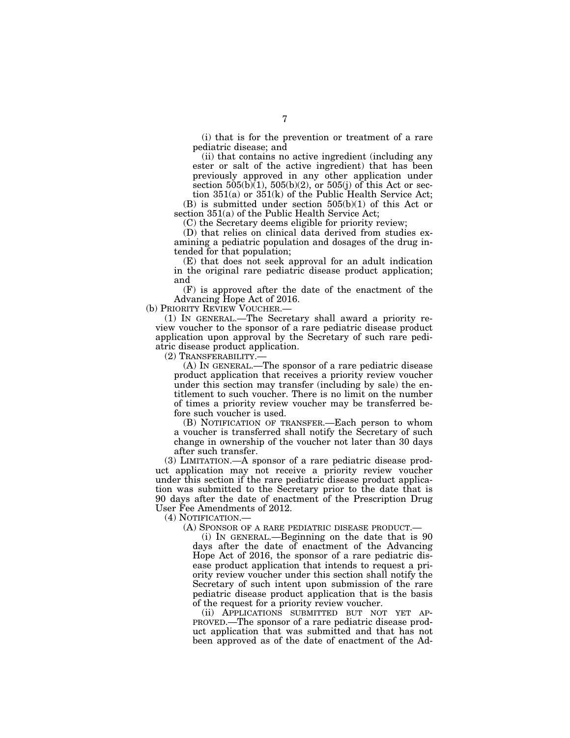(i) that is for the prevention or treatment of a rare pediatric disease; and

(ii) that contains no active ingredient (including any ester or salt of the active ingredient) that has been previously approved in any other application under section 505(b)(1), 505(b)(2), or 505(j) of this Act or section 351(a) or 351(k) of the Public Health Service Act;

(B) is submitted under section 505(b)(1) of this Act or section 351(a) of the Public Health Service Act;

(C) the Secretary deems eligible for priority review;

(D) that relies on clinical data derived from studies examining a pediatric population and dosages of the drug intended for that population;

(E) that does not seek approval for an adult indication in the original rare pediatric disease product application; and

(F) is approved after the date of the enactment of the Advancing Hope Act of 2016.

(b) PRIORITY REVIEW VOUCHER.—

(1) IN GENERAL.—The Secretary shall award a priority review voucher to the sponsor of a rare pediatric disease product application upon approval by the Secretary of such rare pediatric disease product application.

(2) TRANSFERABILITY.—

(A) IN GENERAL.—The sponsor of a rare pediatric disease product application that receives a priority review voucher under this section may transfer (including by sale) the entitlement to such voucher. There is no limit on the number of times a priority review voucher may be transferred before such voucher is used.

(B) NOTIFICATION OF TRANSFER.—Each person to whom a voucher is transferred shall notify the Secretary of such change in ownership of the voucher not later than 30 days after such transfer.

(3) LIMITATION.—A sponsor of a rare pediatric disease product application may not receive a priority review voucher under this section if the rare pediatric disease product application was submitted to the Secretary prior to the date that is 90 days after the date of enactment of the Prescription Drug User Fee Amendments of 2012.

(4) NOTIFICATION.—

(A) SPONSOR OF A RARE PEDIATRIC DISEASE PRODUCT.—

(i) IN GENERAL.—Beginning on the date that is 90 days after the date of enactment of the Advancing Hope Act of 2016, the sponsor of a rare pediatric disease product application that intends to request a priority review voucher under this section shall notify the Secretary of such intent upon submission of the rare pediatric disease product application that is the basis of the request for a priority review voucher.

(ii) APPLICATIONS SUBMITTED BUT NOT YET APPROVED.—The sponsor of a rare pediatric disease product application that was submitted and that has not been approved as of the date of enactment of the Ad-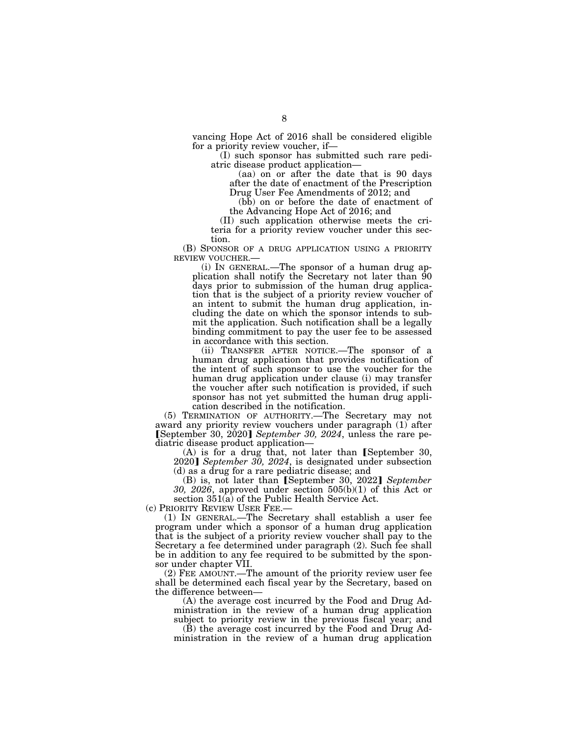vancing Hope Act of 2016 shall be considered eligible for a priority review voucher, if—

(I) such sponsor has submitted such rare pediatric disease product application—

(aa) on or after the date that is 90 days after the date of enactment of the Prescription Drug User Fee Amendments of 2012; and

(bb) on or before the date of enactment of the Advancing Hope Act of 2016; and

(II) such application otherwise meets the criteria for a priority review voucher under this section.

(B) SPONSOR OF A DRUG APPLICATION USING A PRIORITY REVIEW VOUCHER.—

(i) IN GENERAL.—The sponsor of a human drug application shall notify the Secretary not later than 90 days prior to submission of the human drug application that is the subject of a priority review voucher of an intent to submit the human drug application, including the date on which the sponsor intends to submit the application. Such notification shall be a legally binding commitment to pay the user fee to be assessed in accordance with this section.

(ii) TRANSFER AFTER NOTICE.—The sponsor of a human drug application that provides notification of the intent of such sponsor to use the voucher for the human drug application under clause (i) may transfer the voucher after such notification is provided, if such sponsor has not yet submitted the human drug application described in the notification.

(5) TERMINATION OF AUTHORITY.—The Secretary may not award any priority review vouchers under paragraph (1) after ⟦September 30, 2020⟧ *September 30, 2024*, unless the rare pediatric disease product application—

(A) is for a drug that, not later than ⟦September 30, 2020⟧ *September 30, 2024*, is designated under subsection (d) as a drug for a rare pediatric disease; and

(B) is, not later than ⟦September 30, 2022⟧ *September 30, 2026*, approved under section 505(b)(1) of this Act or section 351(a) of the Public Health Service Act.

(c) PRIORITY REVIEW USER FEE.—

(1) IN GENERAL.—The Secretary shall establish a user fee program under which a sponsor of a human drug application that is the subject of a priority review voucher shall pay to the Secretary a fee determined under paragraph (2). Such fee shall be in addition to any fee required to be submitted by the sponsor under chapter VII.

(2) FEE AMOUNT.—The amount of the priority review user fee shall be determined each fiscal year by the Secretary, based on the difference between—

(A) the average cost incurred by the Food and Drug Administration in the review of a human drug application subject to priority review in the previous fiscal year; and

(B) the average cost incurred by the Food and Drug Administration in the review of a human drug application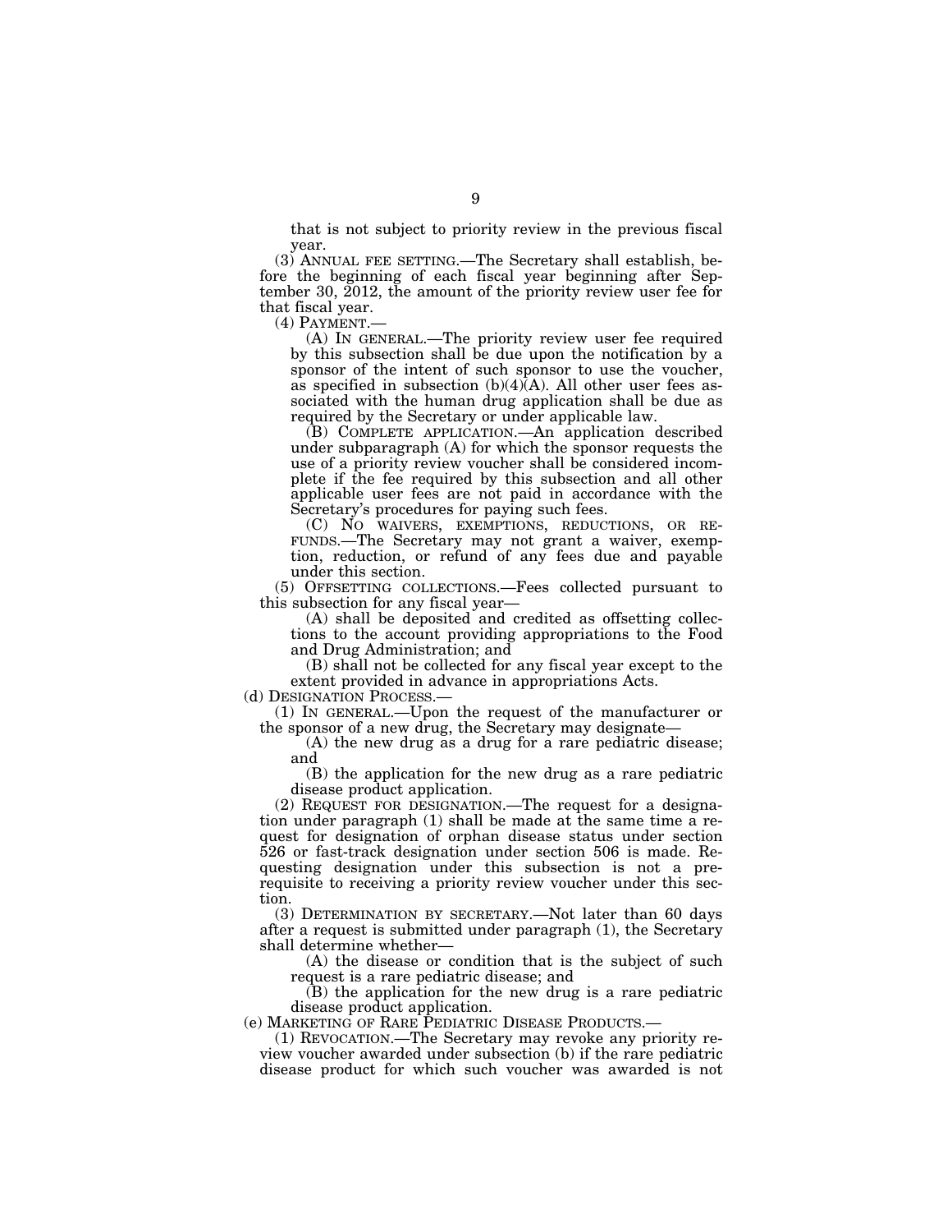that is not subject to priority review in the previous fiscal year.

(3) ANNUAL FEE SETTING.—The Secretary shall establish, before the beginning of each fiscal year beginning after September 30, 2012, the amount of the priority review user fee for that fiscal year.

(4) PAYMENT.—

(A) IN GENERAL.—The priority review user fee required by this subsection shall be due upon the notification by a sponsor of the intent of such sponsor to use the voucher, as specified in subsection (b)(4)(A). All other user fees associated with the human drug application shall be due as required by the Secretary or under applicable law.

(B) COMPLETE APPLICATION.—An application described under subparagraph (A) for which the sponsor requests the use of a priority review voucher shall be considered incomplete if the fee required by this subsection and all other applicable user fees are not paid in accordance with the Secretary's procedures for paying such fees.

(C) NO WAIVERS, EXEMPTIONS, REDUCTIONS, OR REFUNDS.—The Secretary may not grant a waiver, exemption, reduction, or refund of any fees due and payable under this section.

(5) OFFSETTING COLLECTIONS.—Fees collected pursuant to this subsection for any fiscal year—

(A) shall be deposited and credited as offsetting collections to the account providing appropriations to the Food and Drug Administration; and

(B) shall not be collected for any fiscal year except to the extent provided in advance in appropriations Acts.

(d) DESIGNATION PROCESS.—

(1) IN GENERAL.—Upon the request of the manufacturer or the sponsor of a new drug, the Secretary may designate—

(A) the new drug as a drug for a rare pediatric disease; and

(B) the application for the new drug as a rare pediatric disease product application.

(2) REQUEST FOR DESIGNATION.—The request for a designation under paragraph (1) shall be made at the same time a request for designation of orphan disease status under section 526 or fast-track designation under section 506 is made. Requesting designation under this subsection is not a prerequisite to receiving a priority review voucher under this section.

(3) DETERMINATION BY SECRETARY.—Not later than 60 days after a request is submitted under paragraph (1), the Secretary shall determine whether—

(A) the disease or condition that is the subject of such request is a rare pediatric disease; and

(B) the application for the new drug is a rare pediatric disease product application.

(e) MARKETING OF RARE PEDIATRIC DISEASE PRODUCTS.—

(1) REVOCATION.—The Secretary may revoke any priority review voucher awarded under subsection (b) if the rare pediatric disease product for which such voucher was awarded is not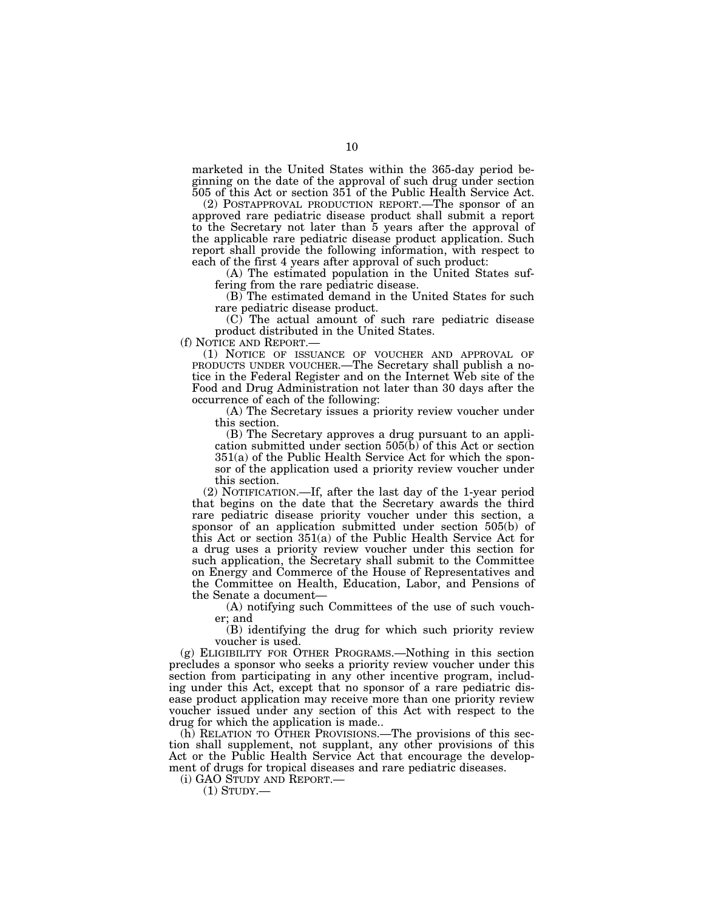marketed in the United States within the 365-day period beginning on the date of the approval of such drug under section 505 of this Act or section 351 of the Public Health Service Act.

(2) POSTAPPROVAL PRODUCTION REPORT.—The sponsor of an approved rare pediatric disease product shall submit a report to the Secretary not later than 5 years after the approval of the applicable rare pediatric disease product application. Such report shall provide the following information, with respect to each of the first 4 years after approval of such product:

(A) The estimated population in the United States suffering from the rare pediatric disease.

(B) The estimated demand in the United States for such rare pediatric disease product.

(C) The actual amount of such rare pediatric disease product distributed in the United States.

(f) NOTICE AND REPORT.—

(1) NOTICE OF ISSUANCE OF VOUCHER AND APPROVAL OF PRODUCTS UNDER VOUCHER.—The Secretary shall publish a notice in the Federal Register and on the Internet Web site of the Food and Drug Administration not later than 30 days after the occurrence of each of the following:

(A) The Secretary issues a priority review voucher under this section.

(B) The Secretary approves a drug pursuant to an application submitted under section 505(b) of this Act or section 351(a) of the Public Health Service Act for which the sponsor of the application used a priority review voucher under this section.

(2) NOTIFICATION.—If, after the last day of the 1-year period that begins on the date that the Secretary awards the third rare pediatric disease priority voucher under this section, a sponsor of an application submitted under section 505(b) of this Act or section 351(a) of the Public Health Service Act for a drug uses a priority review voucher under this section for such application, the Secretary shall submit to the Committee on Energy and Commerce of the House of Representatives and the Committee on Health, Education, Labor, and Pensions of the Senate a document—

(A) notifying such Committees of the use of such voucher; and

(B) identifying the drug for which such priority review voucher is used.

(g) ELIGIBILITY FOR OTHER PROGRAMS.—Nothing in this section precludes a sponsor who seeks a priority review voucher under this section from participating in any other incentive program, including under this Act, except that no sponsor of a rare pediatric disease product application may receive more than one priority review voucher issued under any section of this Act with respect to the drug for which the application is made..

(h) RELATION TO OTHER PROVISIONS.—The provisions of this section shall supplement, not supplant, any other provisions of this Act or the Public Health Service Act that encourage the development of drugs for tropical diseases and rare pediatric diseases.

(i) GAO STUDY AND REPORT.—

(1) STUDY.—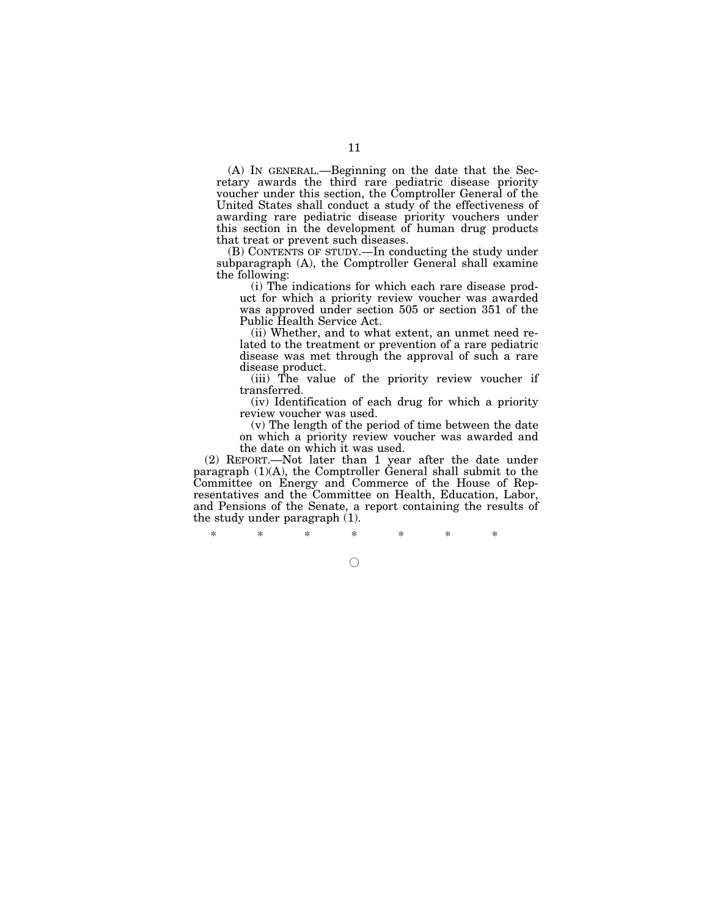(A) IN GENERAL.—Beginning on the date that the Secretary awards the third rare pediatric disease priority voucher under this section, the Comptroller General of the United States shall conduct a study of the effectiveness of awarding rare pediatric disease priority vouchers under this section in the development of human drug products that treat or prevent such diseases.

(B) CONTENTS OF STUDY.—In conducting the study under subparagraph (A), the Comptroller General shall examine the following:

(i) The indications for which each rare disease product for which a priority review voucher was awarded was approved under section 505 or section 351 of the Public Health Service Act.

(ii) Whether, and to what extent, an unmet need related to the treatment or prevention of a rare pediatric disease was met through the approval of such a rare disease product.

(iii) The value of the priority review voucher if transferred.

(iv) Identification of each drug for which a priority review voucher was used.

(v) The length of the period of time between the date on which a priority review voucher was awarded and the date on which it was used.

(2) REPORT.—Not later than 1 year after the date under paragraph (1)(A), the Comptroller General shall submit to the Committee on Energy and Commerce of the House of Representatives and the Committee on Health, Education, Labor, and Pensions of the Senate, a report containing the results of the study under paragraph (1).

* * * * * * *